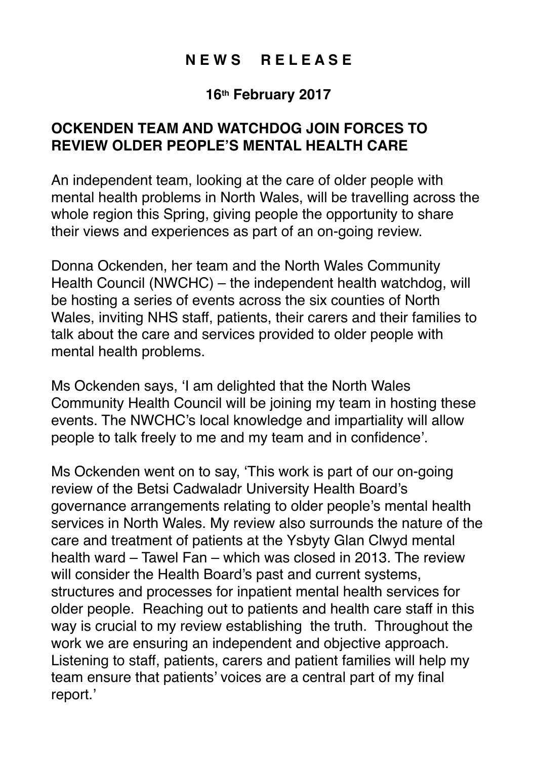# N E W S   R E L E A S E

**16th February 2017**

## OCKENDEN TEAM AND WATCHDOG JOIN FORCES TO REVIEW OLDER PEOPLE'S MENTAL HEALTH CARE

An independent team, looking at the care of older people with mental health problems in North Wales, will be travelling across the whole region this Spring, giving people the opportunity to share their views and experiences as part of an on-going review.

Donna Ockenden, her team and the North Wales Community Health Council (NWCHC) – the independent health watchdog, will be hosting a series of events across the six counties of North Wales, inviting NHS staff, patients, their carers and their families to talk about the care and services provided to older people with mental health problems.

Ms Ockenden says, 'I am delighted that the North Wales Community Health Council will be joining my team in hosting these events. The NWCHC's local knowledge and impartiality will allow people to talk freely to me and my team and in confidence'.

Ms Ockenden went on to say, 'This work is part of our on-going review of the Betsi Cadwaladr University Health Board's governance arrangements relating to older people's mental health services in North Wales. My review also surrounds the nature of the care and treatment of patients at the Ysbyty Glan Clwyd mental health ward – Tawel Fan – which was closed in 2013. The review will consider the Health Board's past and current systems, structures and processes for inpatient mental health services for older people. Reaching out to patients and health care staff in this way is crucial to my review establishing the truth. Throughout the work we are ensuring an independent and objective approach. Listening to staff, patients, carers and patient families will help my team ensure that patients' voices are a central part of my final report.'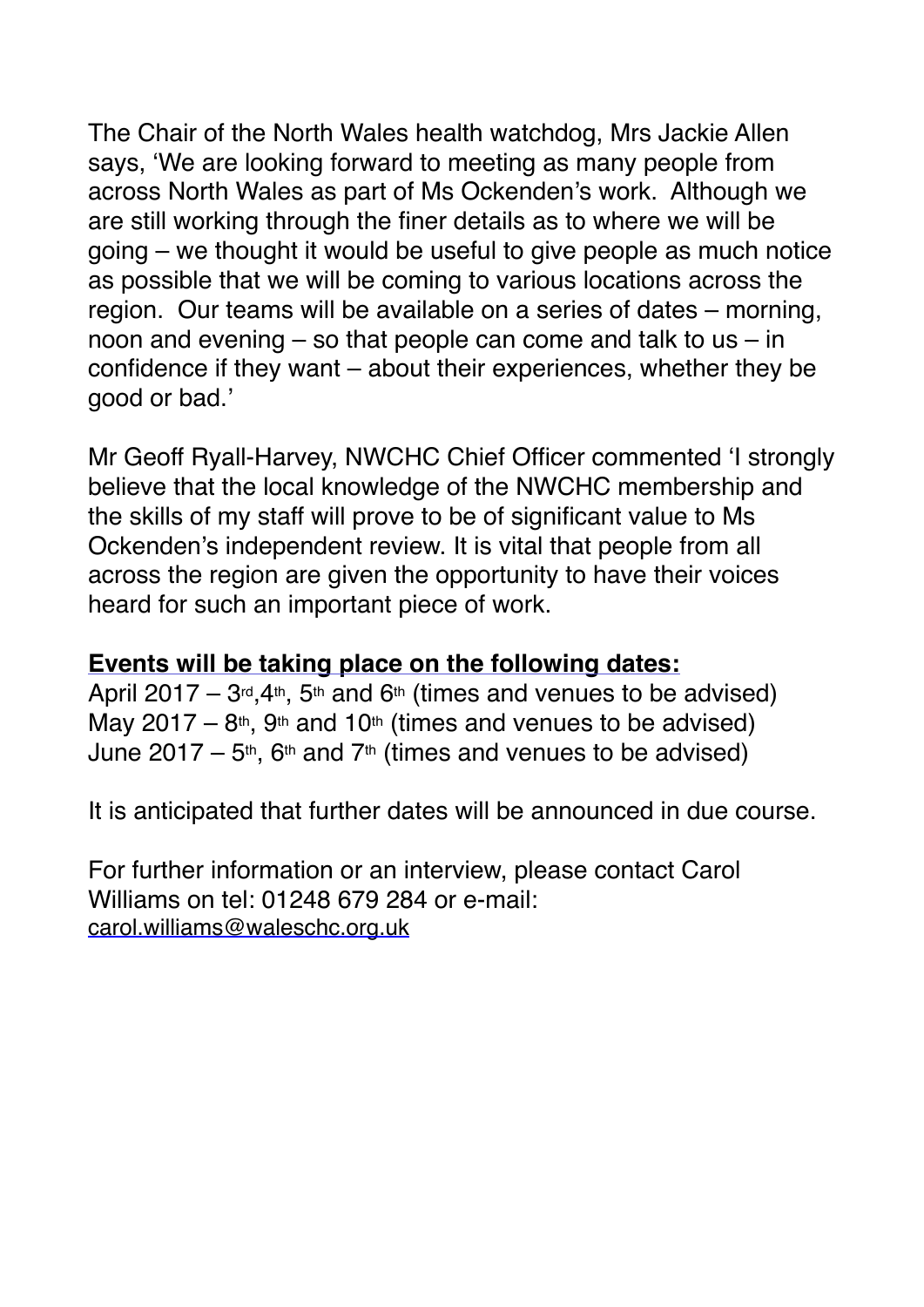The Chair of the North Wales health watchdog, Mrs Jackie Allen says, 'We are looking forward to meeting as many people from across North Wales as part of Ms Ockenden's work. Although we are still working through the finer details as to where we will be going – we thought it would be useful to give people as much notice as possible that we will be coming to various locations across the region. Our teams will be available on a series of dates – morning, noon and evening – so that people can come and talk to us – in confidence if they want – about their experiences, whether they be good or bad.'

Mr Geoff Ryall-Harvey, NWCHC Chief Officer commented 'I strongly believe that the local knowledge of the NWCHC membership and the skills of my staff will prove to be of significant value to Ms Ockenden's independent review. It is vital that people from all across the region are given the opportunity to have their voices heard for such an important piece of work.

**Events will be taking place on the following dates:**

April 2017 – 3rd,4th, 5th and 6th (times and venues to be advised)
May 2017 – 8th, 9th and 10th (times and venues to be advised)
June 2017 – 5th, 6th and 7th (times and venues to be advised)

It is anticipated that further dates will be announced in due course.

For further information or an interview, please contact Carol Williams on tel: 01248 679 284 or e-mail: carol.williams@waleschc.org.uk